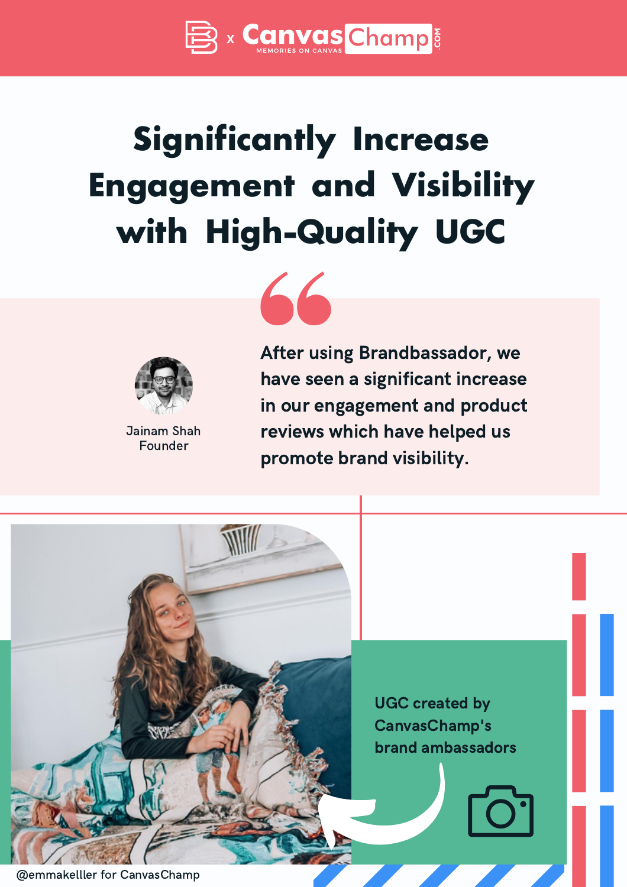x CanvasChamp.com MEMORIES ON CANVAS

# Significantly Increase Engagement and Visibility with High-Quality UGC

> After using Brandbassador, we have seen a significant increase in our engagement and product reviews which have helped us promote brand visibility.

Jainam Shah
Founder

UGC created by CanvasChamp's brand ambassadors

@emmakelller for CanvasChamp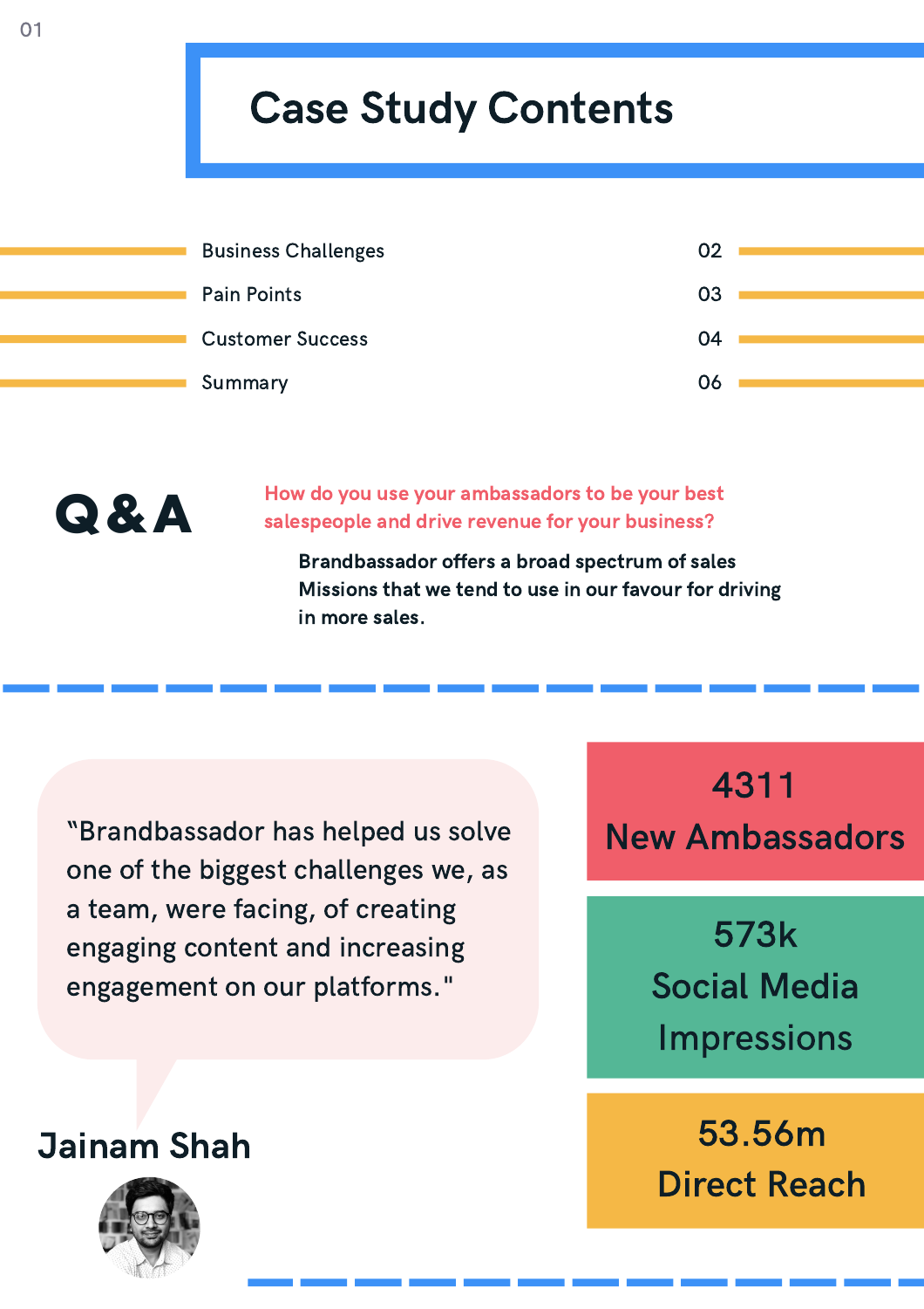# Case Study Contents

| Section | Page |
| --- | --- |
| Business Challenges | 02 |
| Pain Points | 03 |
| Customer Success | 04 |
| Summary | 06 |

## Q&A

**How do you use your ambassadors to be your best salespeople and drive revenue for your business?**

**Brandbassador offers a broad spectrum of sales Missions that we tend to use in our favour for driving in more sales.**

"Brandbassador has helped us solve one of the biggest challenges we, as a team, were facing, of creating engaging content and increasing engagement on our platforms."

**Jainam Shah**

**4311**
**New Ambassadors**

**573k**
**Social Media Impressions**

**53.56m**
**Direct Reach**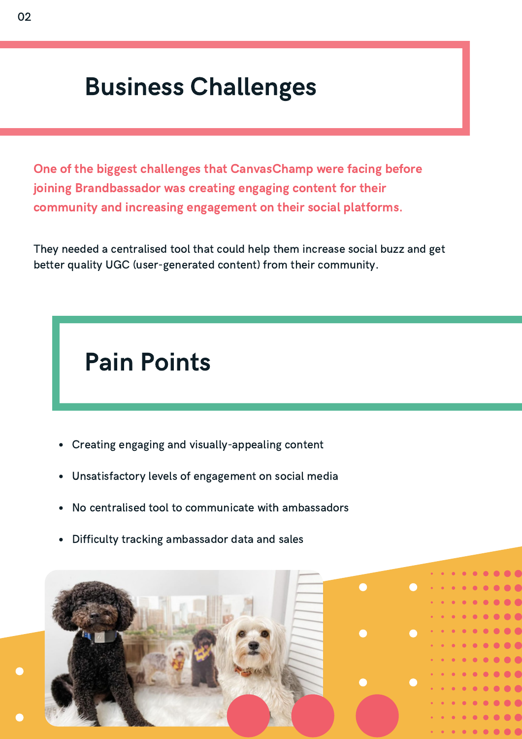# Business Challenges

**One of the biggest challenges that CanvasChamp were facing before joining Brandbassador was creating engaging content for their community and increasing engagement on their social platforms.**

They needed a centralised tool that could help them increase social buzz and get better quality UGC (user-generated content) from their community.

# Pain Points

- Creating engaging and visually-appealing content
- Unsatisfactory levels of engagement on social media
- No centralised tool to communicate with ambassadors
- Difficulty tracking ambassador data and sales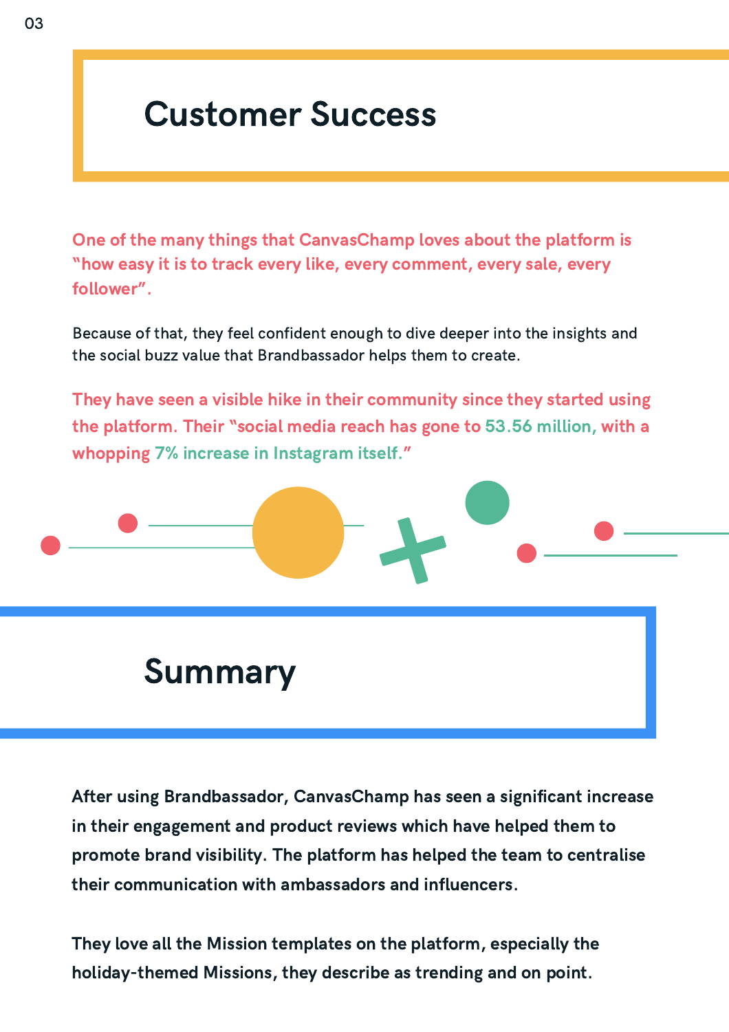## Customer Success

**One of the many things that CanvasChamp loves about the platform is "how easy it is to track every like, every comment, every sale, every follower".**

Because of that, they feel confident enough to dive deeper into the insights and the social buzz value that Brandbassador helps them to create.

**They have seen a visible hike in their community since they started using the platform. Their "social media reach has gone to 53.56 million, with a whopping 7% increase in Instagram itself."**

## Summary

After using Brandbassador, CanvasChamp has seen a significant increase in their engagement and product reviews which have helped them to promote brand visibility. The platform has helped the team to centralise their communication with ambassadors and influencers.

They love all the Mission templates on the platform, especially the holiday-themed Missions, they describe as trending and on point.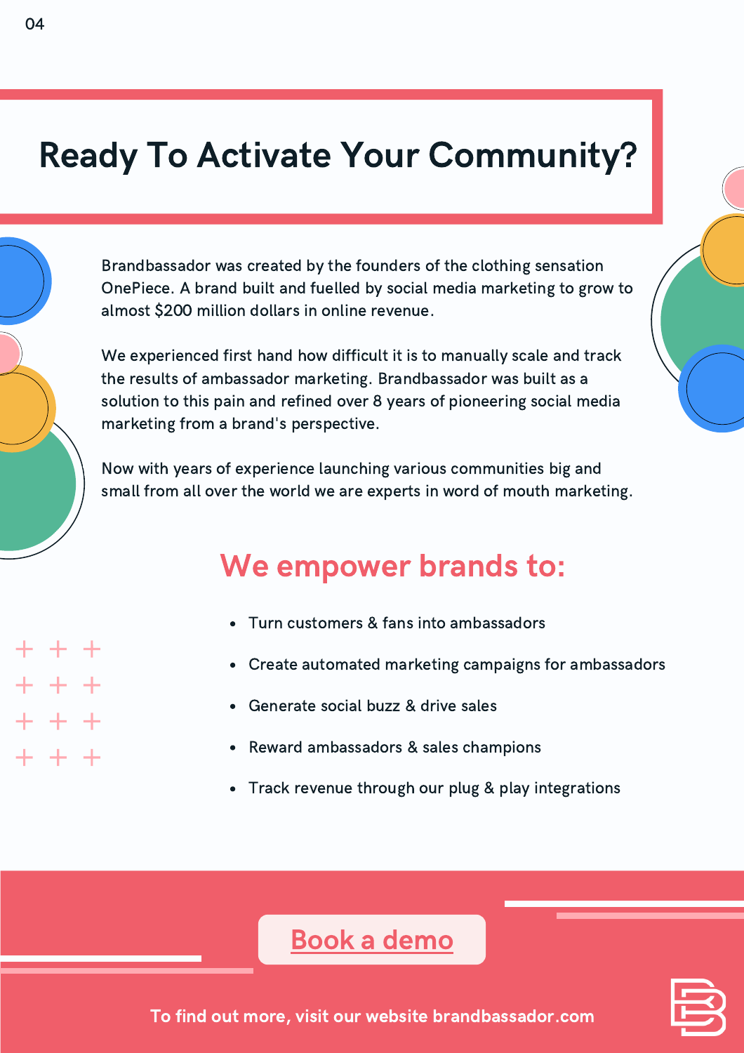# Ready To Activate Your Community?

Brandbassador was created by the founders of the clothing sensation OnePiece. A brand built and fuelled by social media marketing to grow to almost $200 million dollars in online revenue.

We experienced first hand how difficult it is to manually scale and track the results of ambassador marketing. Brandbassador was built as a solution to this pain and refined over 8 years of pioneering social media marketing from a brand's perspective.

Now with years of experience launching various communities big and small from all over the world we are experts in word of mouth marketing.

## We empower brands to:

- Turn customers & fans into ambassadors
- Create automated marketing campaigns for ambassadors
- Generate social buzz & drive sales
- Reward ambassadors & sales champions
- Track revenue through our plug & play integrations

**Book a demo**

**To find out more, visit our website brandbassador.com**